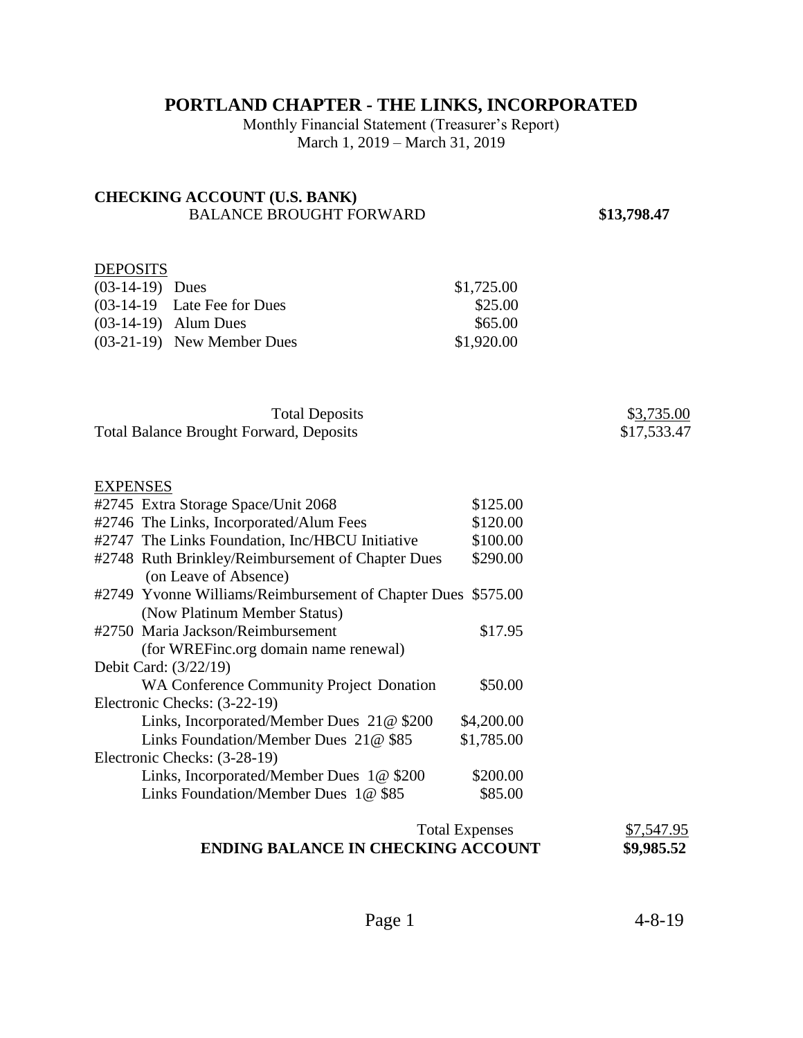# PORTLAND CHAPTER - THE LINKS, INCORPORATED

Monthly Financial Statement (Treasurer's Report)
March 1, 2019 – March 31, 2019

**CHECKING ACCOUNT (U.S. BANK)**

| BALANCE BROUGHT FORWARD | | **$13,798.47** |
|---|---|---|

DEPOSITS

| | | |
|---|---|---|
| (03-14-19) Dues | $1,725.00 | |
| (03-14-19 Late Fee for Dues | $25.00 | |
| (03-14-19) Alum Dues | $65.00 | |
| (03-21-19) New Member Dues | $1,920.00 | |
| Total Deposits | | $3,735.00 |
| Total Balance Brought Forward, Deposits | | $17,533.47 |

EXPENSES

| | | |
|---|---|---|
| #2745 Extra Storage Space/Unit 2068 | $125.00 | |
| #2746 The Links, Incorporated/Alum Fees | $120.00 | |
| #2747 The Links Foundation, Inc/HBCU Initiative | $100.00 | |
| #2748 Ruth Brinkley/Reimbursement of Chapter Dues (on Leave of Absence) | $290.00 | |
| #2749 Yvonne Williams/Reimbursement of Chapter Dues (Now Platinum Member Status) | $575.00 | |
| #2750 Maria Jackson/Reimbursement (for WREFinc.org domain name renewal) | $17.95 | |
| Debit Card: (3/22/19) | | |
| WA Conference Community Project Donation | $50.00 | |
| Electronic Checks: (3-22-19) | | |
| Links, Incorporated/Member Dues 21@ $200 | $4,200.00 | |
| Links Foundation/Member Dues 21@ $85 | $1,785.00 | |
| Electronic Checks: (3-28-19) | | |
| Links, Incorporated/Member Dues 1@ $200 | $200.00 | |
| Links Foundation/Member Dues 1@ $85 | $85.00 | |
| Total Expenses | | $7,547.95 |
| **ENDING BALANCE IN CHECKING ACCOUNT** | | **$9,985.52** |

4-8-19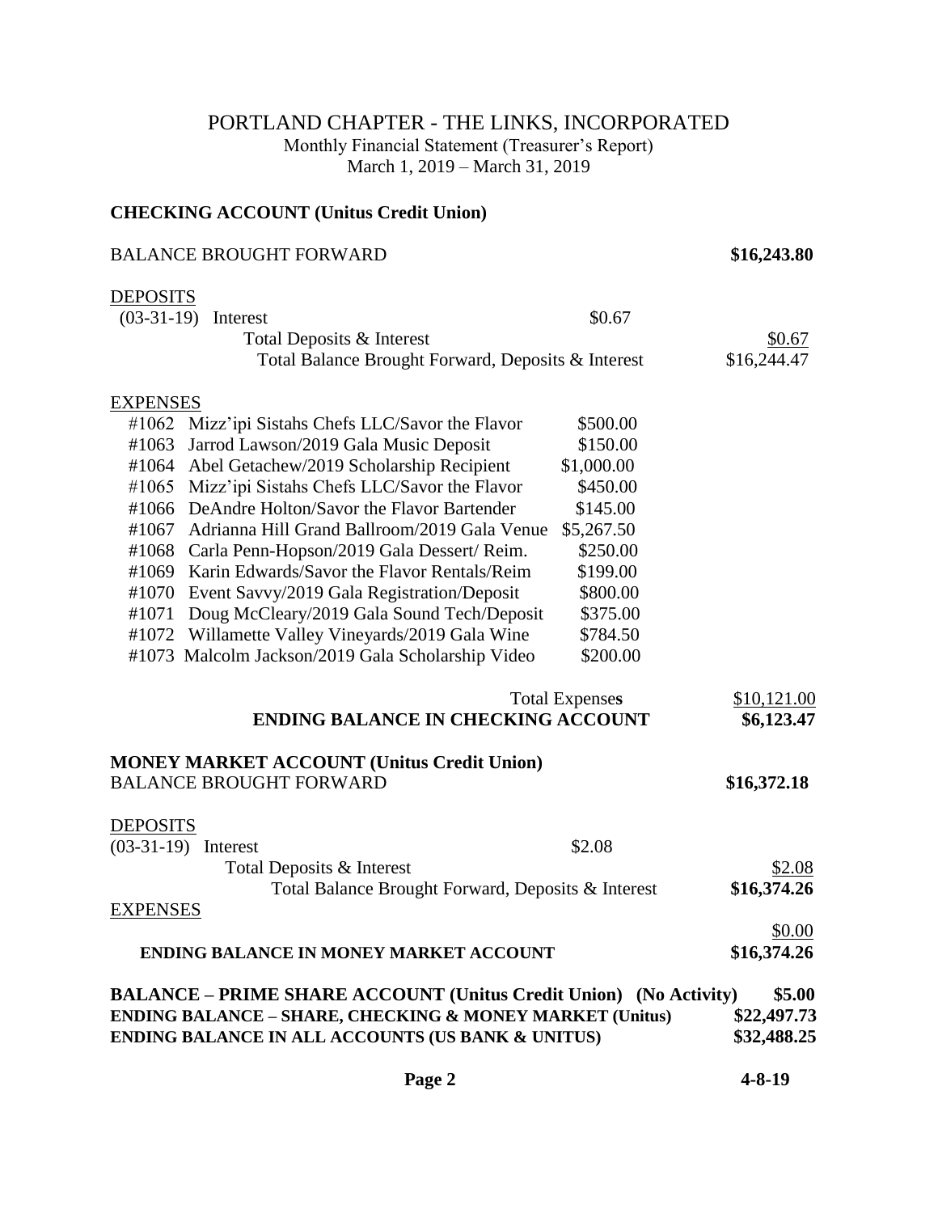# PORTLAND CHAPTER - THE LINKS, INCORPORATED

Monthly Financial Statement (Treasurer's Report)
March 1, 2019 – March 31, 2019

## CHECKING ACCOUNT (Unitus Credit Union)

| | | | |
|---|---|---|---|
| BALANCE BROUGHT FORWARD | | | **\$16,243.80** |
| DEPOSITS | | | |
| (03-31-19) | Interest | \$0.67 | |
| | Total Deposits & Interest | | \$0.67 |
| | Total Balance Brought Forward, Deposits & Interest | | \$16,244.47 |
| EXPENSES | | | |
| #1062 | Mizz'ipi Sistahs Chefs LLC/Savor the Flavor | \$500.00 | |
| #1063 | Jarrod Lawson/2019 Gala Music Deposit | \$150.00 | |
| #1064 | Abel Getachew/2019 Scholarship Recipient | \$1,000.00 | |
| #1065 | Mizz'ipi Sistahs Chefs LLC/Savor the Flavor | \$450.00 | |
| #1066 | DeAndre Holton/Savor the Flavor Bartender | \$145.00 | |
| #1067 | Adrianna Hill Grand Ballroom/2019 Gala Venue | \$5,267.50 | |
| #1068 | Carla Penn-Hopson/2019 Gala Dessert/ Reim. | \$250.00 | |
| #1069 | Karin Edwards/Savor the Flavor Rentals/Reim | \$199.00 | |
| #1070 | Event Savvy/2019 Gala Registration/Deposit | \$800.00 | |
| #1071 | Doug McCleary/2019 Gala Sound Tech/Deposit | \$375.00 | |
| #1072 | Willamette Valley Vineyards/2019 Gala Wine | \$784.50 | |
| #1073 | Malcolm Jackson/2019 Gala Scholarship Video | \$200.00 | |
| | | Total Expenses | \$10,121.00 |
| | **ENDING BALANCE IN CHECKING ACCOUNT** | | **\$6,123.47** |

## MONEY MARKET ACCOUNT (Unitus Credit Union)

| | | | |
|---|---|---|---|
| BALANCE BROUGHT FORWARD | | | **\$16,372.18** |
| DEPOSITS | | | |
| (03-31-19) | Interest | \$2.08 | |
| | Total Deposits & Interest | | \$2.08 |
| | Total Balance Brought Forward, Deposits & Interest | | **\$16,374.26** |
| EXPENSES | | | |
| | | | \$0.00 |
| | **ENDING BALANCE IN MONEY MARKET ACCOUNT** | | **\$16,374.26** |

**BALANCE – PRIME SHARE ACCOUNT (Unitus Credit Union) (No Activity) \$5.00**

**ENDING BALANCE – SHARE, CHECKING & MONEY MARKET (Unitus) \$22,497.73**

**ENDING BALANCE IN ALL ACCOUNTS (US BANK & UNITUS) \$32,488.25**

**4-8-19**